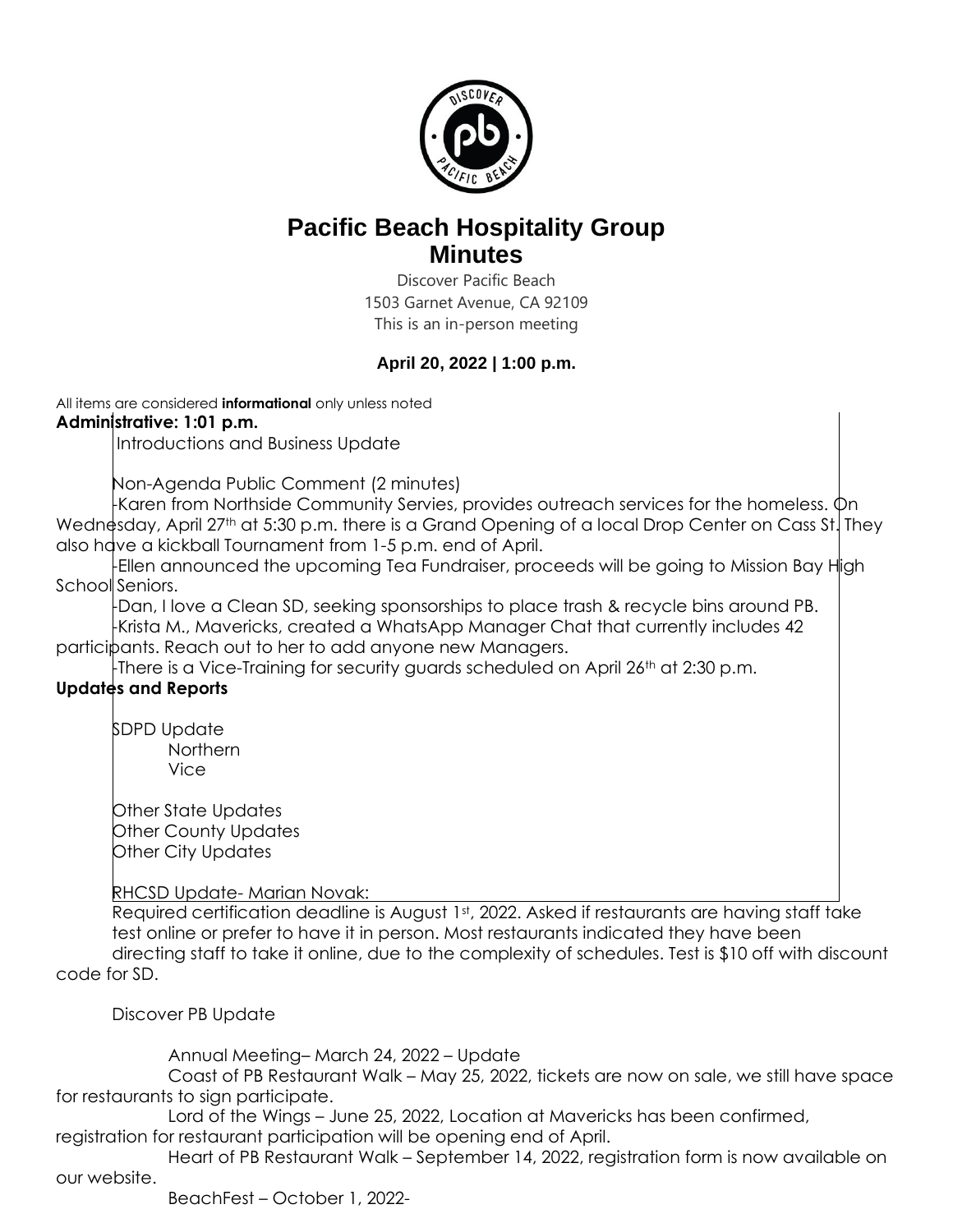# Pacific Beach Hospitality Group
## Minutes

Discover Pacific Beach
1503 Garnet Avenue, CA 92109
This is an in-person meeting

**April 20, 2022 | 1:00 p.m.**

All items are considered **informational** only unless noted

**Administrative: 1:01 p.m.**

Introductions and Business Update

Non-Agenda Public Comment (2 minutes)

-Karen from Northside Community Servies, provides outreach services for the homeless. On Wednesday, April 27th at 5:30 p.m. there is a Grand Opening of a local Drop Center on Cass St. They also have a kickball Tournament from 1-5 p.m. end of April.

-Ellen announced the upcoming Tea Fundraiser, proceeds will be going to Mission Bay High School Seniors.

-Dan, I love a Clean SD, seeking sponsorships to place trash & recycle bins around PB.

-Krista M., Mavericks, created a WhatsApp Manager Chat that currently includes 42 participants. Reach out to her to add anyone new Managers.

-There is a Vice-Training for security guards scheduled on April 26th at 2:30 p.m.

**Updates and Reports**

SDPD Update
- Northern
- Vice

Other State Updates
Other County Updates
Other City Updates

RHCSD Update- Marian Novak:
Required certification deadline is August 1st, 2022. Asked if restaurants are having staff take test online or prefer to have it in person. Most restaurants indicated they have been directing staff to take it online, due to the complexity of schedules. Test is $10 off with discount code for SD.

Discover PB Update

- Annual Meeting– March 24, 2022 – Update
- Coast of PB Restaurant Walk – May 25, 2022, tickets are now on sale, we still have space for restaurants to sign participate.
- Lord of the Wings – June 25, 2022, Location at Mavericks has been confirmed, registration for restaurant participation will be opening end of April.
- Heart of PB Restaurant Walk – September 14, 2022, registration form is now available on our website.
- BeachFest – October 1, 2022-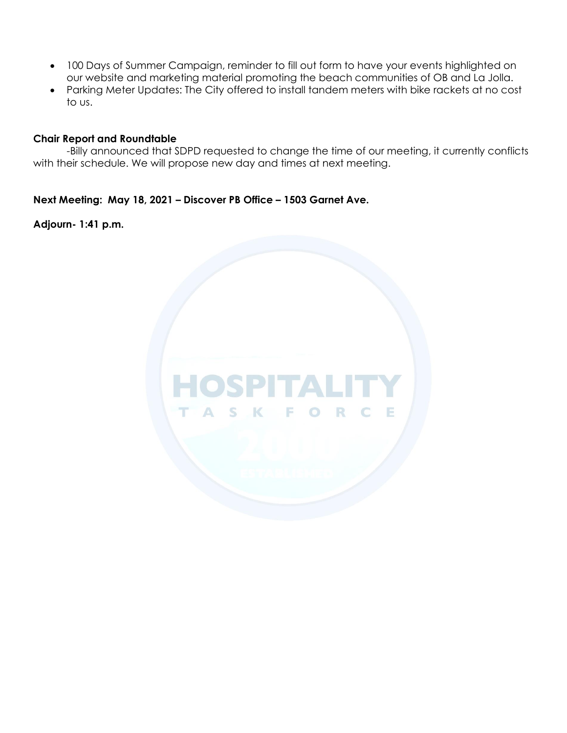- 100 Days of Summer Campaign, reminder to fill out form to have your events highlighted on our website and marketing material promoting the beach communities of OB and La Jolla.
- Parking Meter Updates: The City offered to install tandem meters with bike rackets at no cost to us.

**Chair Report and Roundtable**

-Billy announced that SDPD requested to change the time of our meeting, it currently conflicts with their schedule. We will propose new day and times at next meeting.

**Next Meeting: May 18, 2021 – Discover PB Office – 1503 Garnet Ave.**

**Adjourn- 1:41 p.m.**